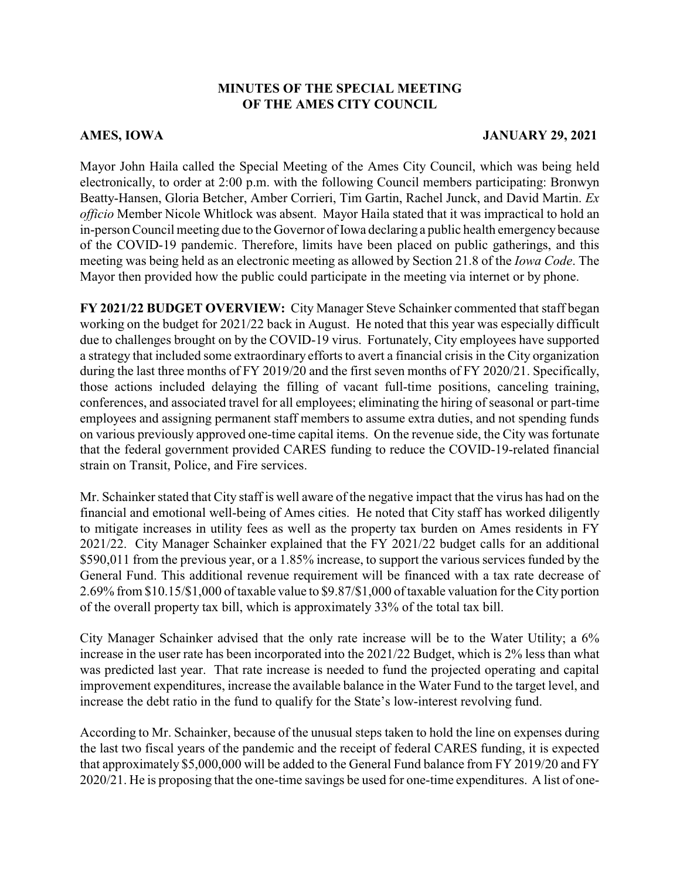# MINUTES OF THE SPECIAL MEETING OF THE AMES CITY COUNCIL

**AMES, IOWA** **JANUARY 29, 2021**

Mayor John Haila called the Special Meeting of the Ames City Council, which was being held electronically, to order at 2:00 p.m. with the following Council members participating: Bronwyn Beatty-Hansen, Gloria Betcher, Amber Corrieri, Tim Gartin, Rachel Junck, and David Martin. *Ex officio* Member Nicole Whitlock was absent. Mayor Haila stated that it was impractical to hold an in-person Council meeting due to the Governor of Iowa declaring a public health emergency because of the COVID-19 pandemic. Therefore, limits have been placed on public gatherings, and this meeting was being held as an electronic meeting as allowed by Section 21.8 of the *Iowa Code*. The Mayor then provided how the public could participate in the meeting via internet or by phone.

**FY 2021/22 BUDGET OVERVIEW:** City Manager Steve Schainker commented that staff began working on the budget for 2021/22 back in August. He noted that this year was especially difficult due to challenges brought on by the COVID-19 virus. Fortunately, City employees have supported a strategy that included some extraordinary efforts to avert a financial crisis in the City organization during the last three months of FY 2019/20 and the first seven months of FY 2020/21. Specifically, those actions included delaying the filling of vacant full-time positions, canceling training, conferences, and associated travel for all employees; eliminating the hiring of seasonal or part-time employees and assigning permanent staff members to assume extra duties, and not spending funds on various previously approved one-time capital items. On the revenue side, the City was fortunate that the federal government provided CARES funding to reduce the COVID-19-related financial strain on Transit, Police, and Fire services.

Mr. Schainker stated that City staff is well aware of the negative impact that the virus has had on the financial and emotional well-being of Ames cities. He noted that City staff has worked diligently to mitigate increases in utility fees as well as the property tax burden on Ames residents in FY 2021/22. City Manager Schainker explained that the FY 2021/22 budget calls for an additional $590,011 from the previous year, or a 1.85% increase, to support the various services funded by the General Fund. This additional revenue requirement will be financed with a tax rate decrease of 2.69% from $10.15/$1,000 of taxable value to $9.87/$1,000 of taxable valuation for the City portion of the overall property tax bill, which is approximately 33% of the total tax bill.

City Manager Schainker advised that the only rate increase will be to the Water Utility; a 6% increase in the user rate has been incorporated into the 2021/22 Budget, which is 2% less than what was predicted last year. That rate increase is needed to fund the projected operating and capital improvement expenditures, increase the available balance in the Water Fund to the target level, and increase the debt ratio in the fund to qualify for the State's low-interest revolving fund.

According to Mr. Schainker, because of the unusual steps taken to hold the line on expenses during the last two fiscal years of the pandemic and the receipt of federal CARES funding, it is expected that approximately $5,000,000 will be added to the General Fund balance from FY 2019/20 and FY 2020/21. He is proposing that the one-time savings be used for one-time expenditures. A list of one-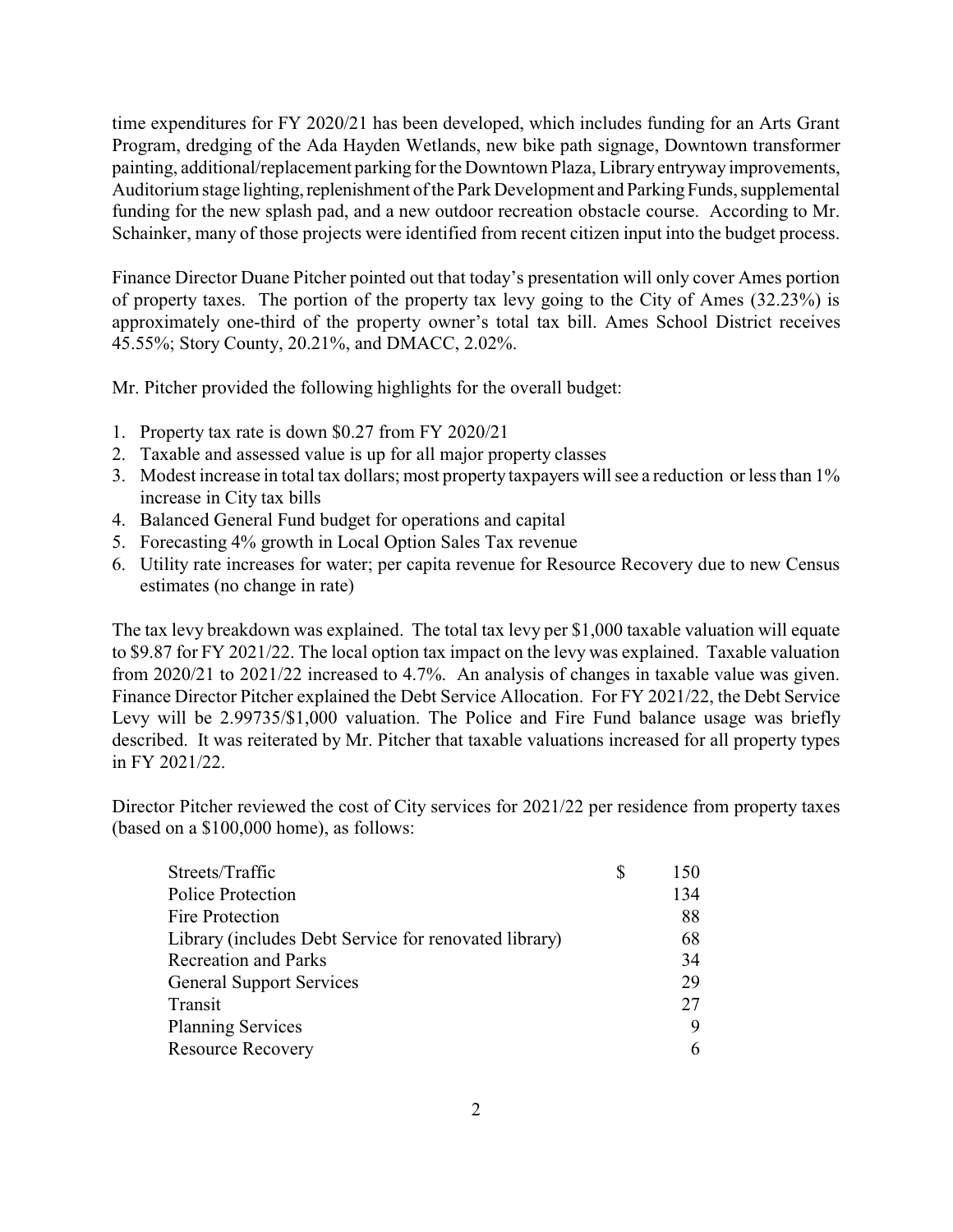time expenditures for FY 2020/21 has been developed, which includes funding for an Arts Grant Program, dredging of the Ada Hayden Wetlands, new bike path signage, Downtown transformer painting, additional/replacement parking for the Downtown Plaza, Library entryway improvements, Auditorium stage lighting, replenishment of the Park Development and Parking Funds, supplemental funding for the new splash pad, and a new outdoor recreation obstacle course. According to Mr. Schainker, many of those projects were identified from recent citizen input into the budget process.

Finance Director Duane Pitcher pointed out that today's presentation will only cover Ames portion of property taxes. The portion of the property tax levy going to the City of Ames (32.23%) is approximately one-third of the property owner's total tax bill. Ames School District receives 45.55%; Story County, 20.21%, and DMACC, 2.02%.

Mr. Pitcher provided the following highlights for the overall budget:

1. Property tax rate is down $0.27 from FY 2020/21
2. Taxable and assessed value is up for all major property classes
3. Modest increase in total tax dollars; most property taxpayers will see a reduction or less than 1% increase in City tax bills
4. Balanced General Fund budget for operations and capital
5. Forecasting 4% growth in Local Option Sales Tax revenue
6. Utility rate increases for water; per capita revenue for Resource Recovery due to new Census estimates (no change in rate)

The tax levy breakdown was explained. The total tax levy per $1,000 taxable valuation will equate to $9.87 for FY 2021/22. The local option tax impact on the levy was explained. Taxable valuation from 2020/21 to 2021/22 increased to 4.7%. An analysis of changes in taxable value was given. Finance Director Pitcher explained the Debt Service Allocation. For FY 2021/22, the Debt Service Levy will be 2.99735/$1,000 valuation. The Police and Fire Fund balance usage was briefly described. It was reiterated by Mr. Pitcher that taxable valuations increased for all property types in FY 2021/22.

Director Pitcher reviewed the cost of City services for 2021/22 per residence from property taxes (based on a $100,000 home), as follows:

| | |
|---|---|
| Streets/Traffic | $ 150 |
| Police Protection | 134 |
| Fire Protection | 88 |
| Library (includes Debt Service for renovated library) | 68 |
| Recreation and Parks | 34 |
| General Support Services | 29 |
| Transit | 27 |
| Planning Services | 9 |
| Resource Recovery | 6 |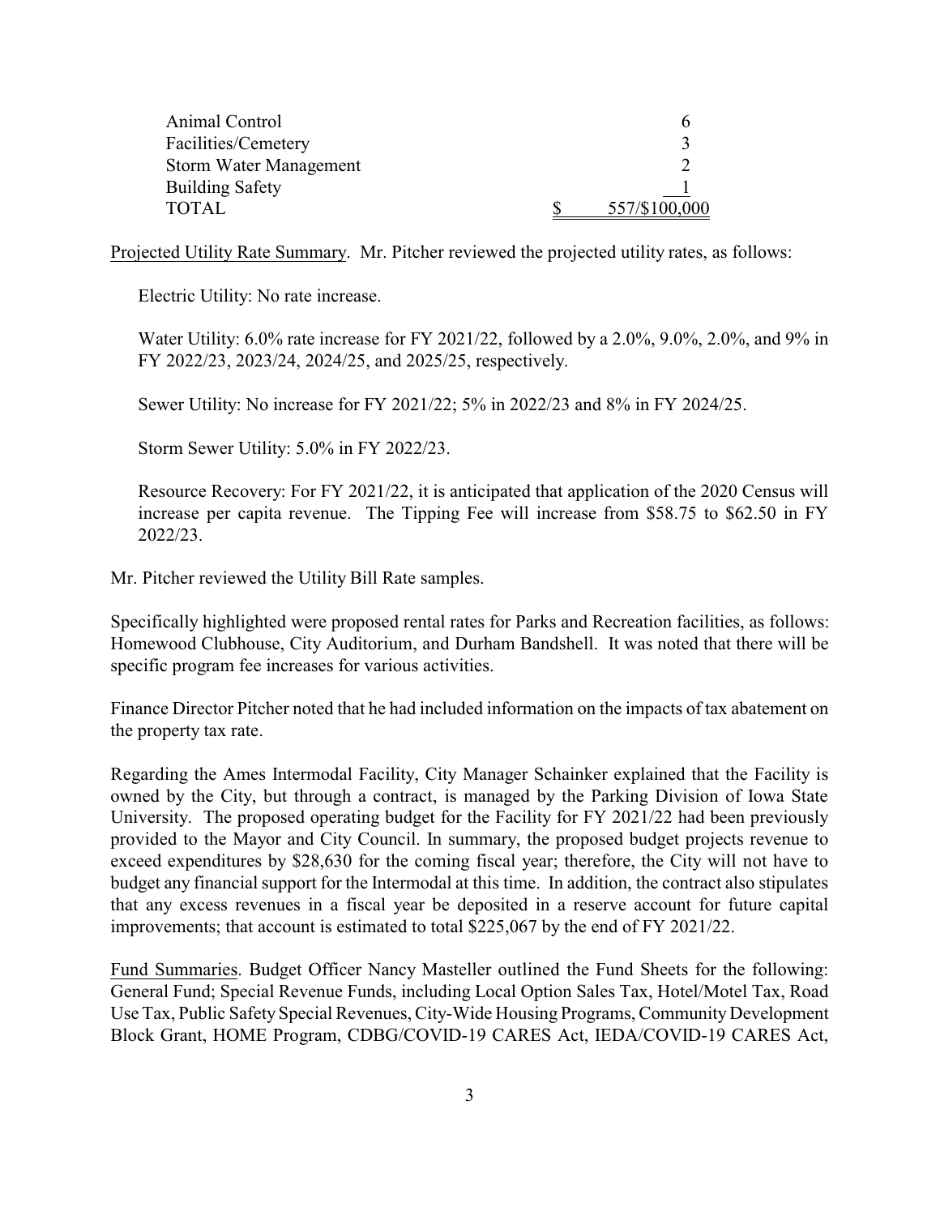| | | |
|---|---|---|
| Animal Control | | 6 |
| Facilities/Cemetery | | 3 |
| Storm Water Management | | 2 |
| Building Safety | | 1 |
| TOTAL | $ | 557/$100,000 |

Projected Utility Rate Summary. Mr. Pitcher reviewed the projected utility rates, as follows:

Electric Utility: No rate increase.

Water Utility: 6.0% rate increase for FY 2021/22, followed by a 2.0%, 9.0%, 2.0%, and 9% in FY 2022/23, 2023/24, 2024/25, and 2025/25, respectively.

Sewer Utility: No increase for FY 2021/22; 5% in 2022/23 and 8% in FY 2024/25.

Storm Sewer Utility: 5.0% in FY 2022/23.

Resource Recovery: For FY 2021/22, it is anticipated that application of the 2020 Census will increase per capita revenue. The Tipping Fee will increase from $58.75 to $62.50 in FY 2022/23.

Mr. Pitcher reviewed the Utility Bill Rate samples.

Specifically highlighted were proposed rental rates for Parks and Recreation facilities, as follows: Homewood Clubhouse, City Auditorium, and Durham Bandshell. It was noted that there will be specific program fee increases for various activities.

Finance Director Pitcher noted that he had included information on the impacts of tax abatement on the property tax rate.

Regarding the Ames Intermodal Facility, City Manager Schainker explained that the Facility is owned by the City, but through a contract, is managed by the Parking Division of Iowa State University. The proposed operating budget for the Facility for FY 2021/22 had been previously provided to the Mayor and City Council. In summary, the proposed budget projects revenue to exceed expenditures by $28,630 for the coming fiscal year; therefore, the City will not have to budget any financial support for the Intermodal at this time. In addition, the contract also stipulates that any excess revenues in a fiscal year be deposited in a reserve account for future capital improvements; that account is estimated to total $225,067 by the end of FY 2021/22.

Fund Summaries. Budget Officer Nancy Masteller outlined the Fund Sheets for the following: General Fund; Special Revenue Funds, including Local Option Sales Tax, Hotel/Motel Tax, Road Use Tax, Public Safety Special Revenues, City-Wide Housing Programs, Community Development Block Grant, HOME Program, CDBG/COVID-19 CARES Act, IEDA/COVID-19 CARES Act,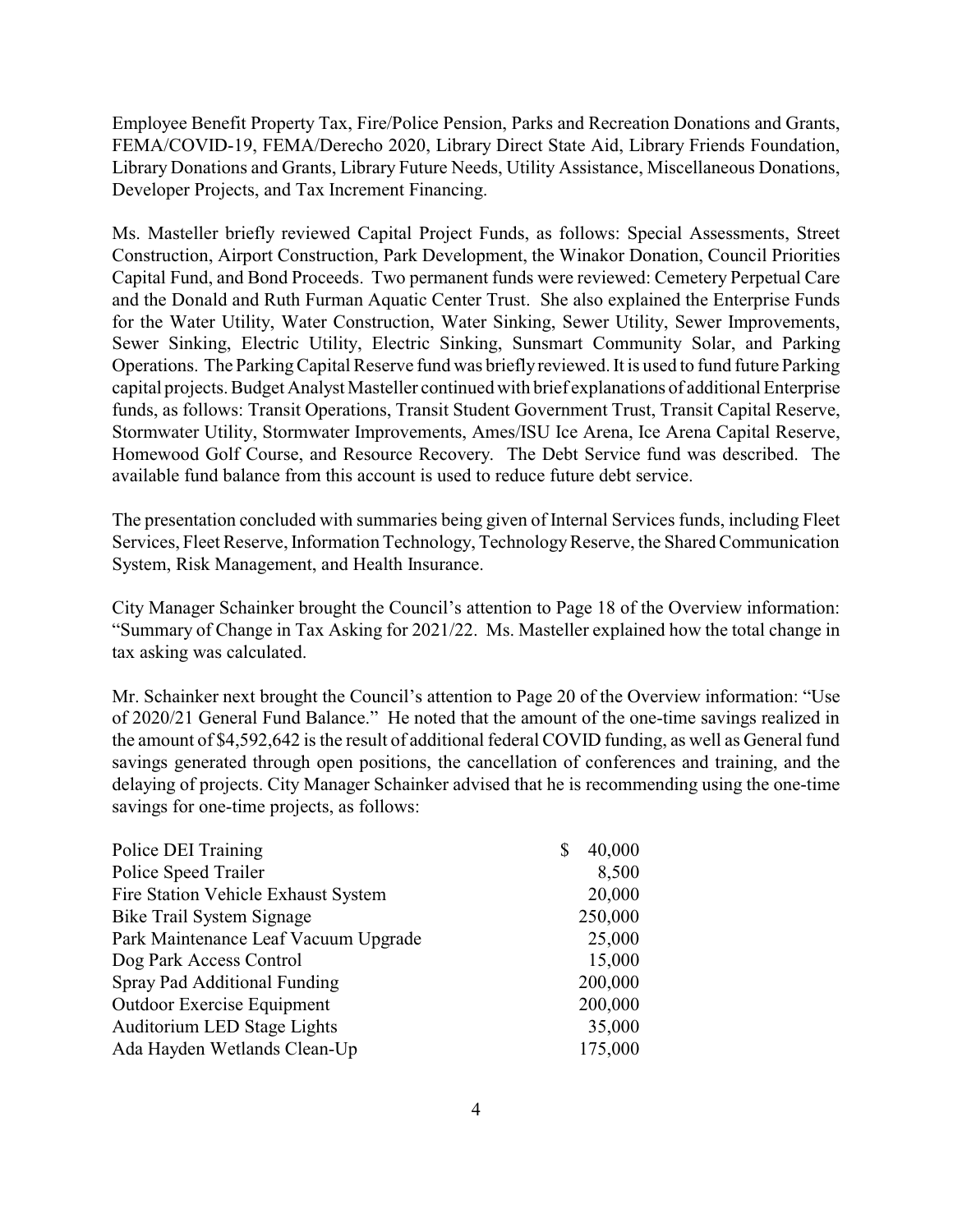Employee Benefit Property Tax, Fire/Police Pension, Parks and Recreation Donations and Grants, FEMA/COVID-19, FEMA/Derecho 2020, Library Direct State Aid, Library Friends Foundation, Library Donations and Grants, Library Future Needs, Utility Assistance, Miscellaneous Donations, Developer Projects, and Tax Increment Financing.

Ms. Masteller briefly reviewed Capital Project Funds, as follows: Special Assessments, Street Construction, Airport Construction, Park Development, the Winakor Donation, Council Priorities Capital Fund, and Bond Proceeds. Two permanent funds were reviewed: Cemetery Perpetual Care and the Donald and Ruth Furman Aquatic Center Trust. She also explained the Enterprise Funds for the Water Utility, Water Construction, Water Sinking, Sewer Utility, Sewer Improvements, Sewer Sinking, Electric Utility, Electric Sinking, Sunsmart Community Solar, and Parking Operations. The Parking Capital Reserve fund was briefly reviewed. It is used to fund future Parking capital projects. Budget Analyst Masteller continued with brief explanations of additional Enterprise funds, as follows: Transit Operations, Transit Student Government Trust, Transit Capital Reserve, Stormwater Utility, Stormwater Improvements, Ames/ISU Ice Arena, Ice Arena Capital Reserve, Homewood Golf Course, and Resource Recovery. The Debt Service fund was described. The available fund balance from this account is used to reduce future debt service.

The presentation concluded with summaries being given of Internal Services funds, including Fleet Services, Fleet Reserve, Information Technology, Technology Reserve, the Shared Communication System, Risk Management, and Health Insurance.

City Manager Schainker brought the Council's attention to Page 18 of the Overview information: "Summary of Change in Tax Asking for 2021/22. Ms. Masteller explained how the total change in tax asking was calculated.

Mr. Schainker next brought the Council's attention to Page 20 of the Overview information: "Use of 2020/21 General Fund Balance." He noted that the amount of the one-time savings realized in the amount of $4,592,642 is the result of additional federal COVID funding, as well as General fund savings generated through open positions, the cancellation of conferences and training, and the delaying of projects. City Manager Schainker advised that he is recommending using the one-time savings for one-time projects, as follows:

| | |
|---|---|
| Police DEI Training | $ 40,000 |
| Police Speed Trailer | 8,500 |
| Fire Station Vehicle Exhaust System | 20,000 |
| Bike Trail System Signage | 250,000 |
| Park Maintenance Leaf Vacuum Upgrade | 25,000 |
| Dog Park Access Control | 15,000 |
| Spray Pad Additional Funding | 200,000 |
| Outdoor Exercise Equipment | 200,000 |
| Auditorium LED Stage Lights | 35,000 |
| Ada Hayden Wetlands Clean-Up | 175,000 |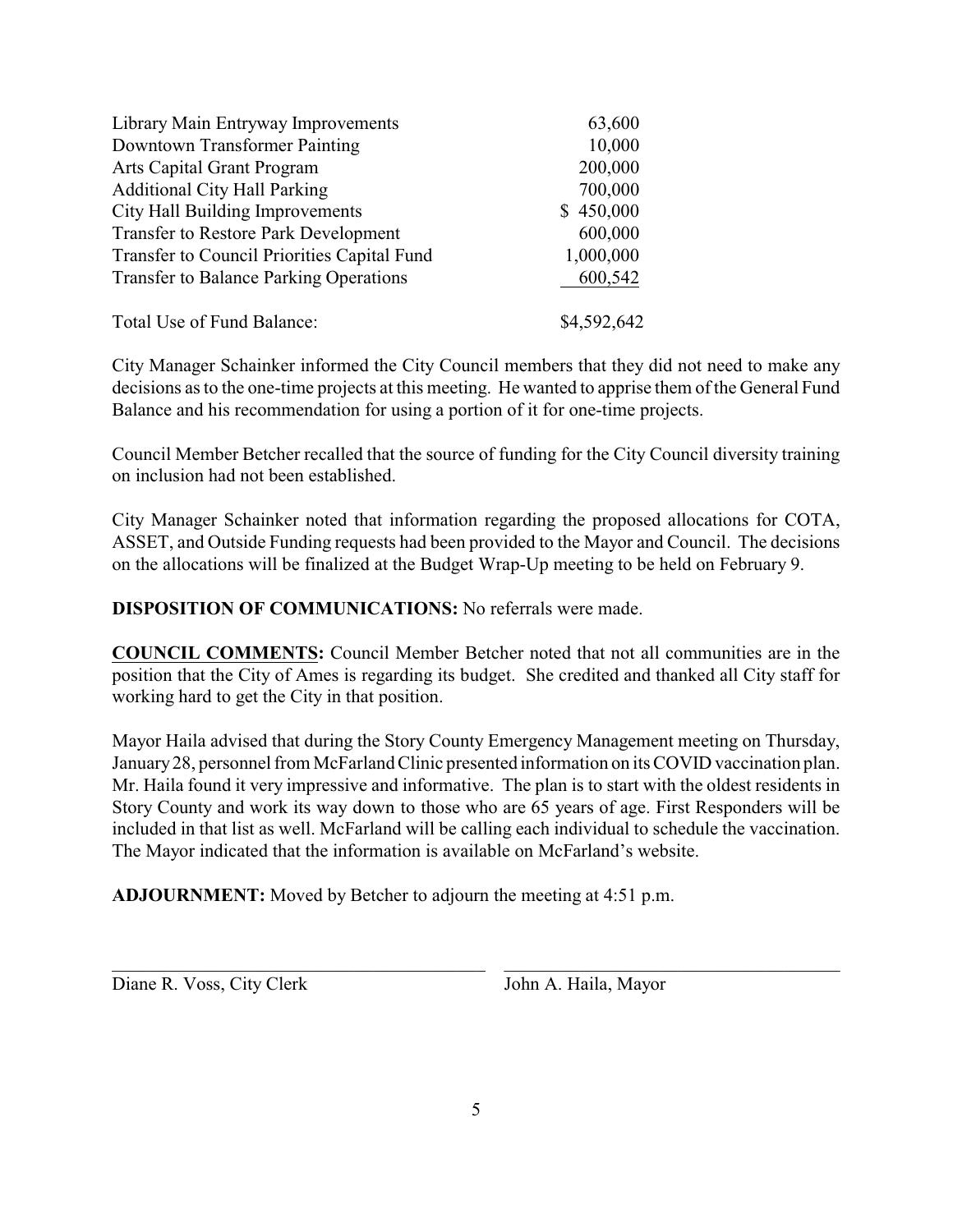| | |
|---|---|
| Library Main Entryway Improvements | 63,600 |
| Downtown Transformer Painting | 10,000 |
| Arts Capital Grant Program | 200,000 |
| Additional City Hall Parking | 700,000 |
| City Hall Building Improvements | $ 450,000 |
| Transfer to Restore Park Development | 600,000 |
| Transfer to Council Priorities Capital Fund | 1,000,000 |
| Transfer to Balance Parking Operations | 600,542 |
| Total Use of Fund Balance: | $4,592,642 |

City Manager Schainker informed the City Council members that they did not need to make any decisions as to the one-time projects at this meeting. He wanted to apprise them of the General Fund Balance and his recommendation for using a portion of it for one-time projects.

Council Member Betcher recalled that the source of funding for the City Council diversity training on inclusion had not been established.

City Manager Schainker noted that information regarding the proposed allocations for COTA, ASSET, and Outside Funding requests had been provided to the Mayor and Council. The decisions on the allocations will be finalized at the Budget Wrap-Up meeting to be held on February 9.

**DISPOSITION OF COMMUNICATIONS:** No referrals were made.

**COUNCIL COMMENTS:** Council Member Betcher noted that not all communities are in the position that the City of Ames is regarding its budget. She credited and thanked all City staff for working hard to get the City in that position.

Mayor Haila advised that during the Story County Emergency Management meeting on Thursday, January 28, personnel from McFarland Clinic presented information on its COVID vaccination plan. Mr. Haila found it very impressive and informative. The plan is to start with the oldest residents in Story County and work its way down to those who are 65 years of age. First Responders will be included in that list as well. McFarland will be calling each individual to schedule the vaccination. The Mayor indicated that the information is available on McFarland's website.

**ADJOURNMENT:** Moved by Betcher to adjourn the meeting at 4:51 p.m.

Diane R. Voss, City Clerk

John A. Haila, Mayor